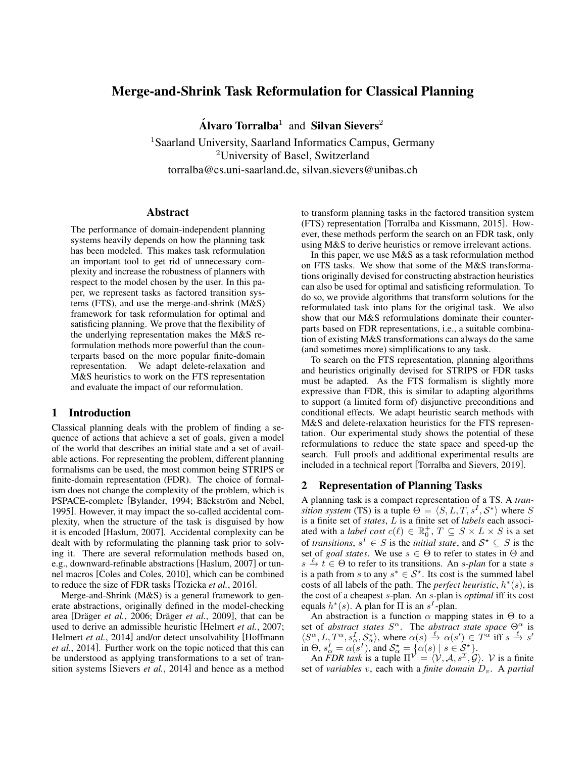# Merge-and-Shrink Task Reformulation for Classical Planning

**Álvaro Torralba**[1] and **Silvan Sievers**[2]

[1]Saarland University, Saarland Informatics Campus, Germany
[2]University of Basel, Switzerland
torralba@cs.uni-saarland.de, silvan.sievers@unibas.ch

## Abstract

The performance of domain-independent planning systems heavily depends on how the planning task has been modeled. This makes task reformulation an important tool to get rid of unnecessary complexity and increase the robustness of planners with respect to the model chosen by the user. In this paper, we represent tasks as factored transition systems (FTS), and use the merge-and-shrink (M&S) framework for task reformulation for optimal and satisficing planning. We prove that the flexibility of the underlying representation makes the M&S reformulation methods more powerful than the counterparts based on the more popular finite-domain representation. We adapt delete-relaxation and M&S heuristics to work on the FTS representation and evaluate the impact of our reformulation.

## 1 Introduction

Classical planning deals with the problem of finding a sequence of actions that achieve a set of goals, given a model of the world that describes an initial state and a set of available actions. For representing the problem, different planning formalisms can be used, the most common being STRIPS or finite-domain representation (FDR). The choice of formalism does not change the complexity of the problem, which is PSPACE-complete [Bylander, 1994; Bäckström and Nebel, 1995]. However, it may impact the so-called accidental complexity, when the structure of the task is disguised by how it is encoded [Haslum, 2007]. Accidental complexity can be dealt with by reformulating the planning task prior to solving it. There are several reformulation methods based on, e.g., downward-refinable abstractions [Haslum, 2007] or tunnel macros [Coles and Coles, 2010], which can be combined to reduce the size of FDR tasks [Tozicka *et al.*, 2016].

Merge-and-Shrink (M&S) is a general framework to generate abstractions, originally defined in the model-checking area [Dräger *et al.*, 2006; Dräger *et al.*, 2009], that can be used to derive an admissible heuristic [Helmert *et al.*, 2007; Helmert *et al.*, 2014] and/or detect unsolvability [Hoffmann *et al.*, 2014]. Further work on the topic noticed that this can be understood as applying transformations to a set of transition systems [Sievers *et al.*, 2014] and hence as a method to transform planning tasks in the factored transition system (FTS) representation [Torralba and Kissmann, 2015]. However, these methods perform the search on an FDR task, only using M&S to derive heuristics or remove irrelevant actions.

In this paper, we use M&S as a task reformulation method on FTS tasks. We show that some of the M&S transformations originally devised for constructing abstraction heuristics can also be used for optimal and satisficing reformulation. To do so, we provide algorithms that transform solutions for the reformulated task into plans for the original task. We also show that our M&S reformulations dominate their counterparts based on FDR representations, i.e., a suitable combination of existing M&S transformations can always do the same (and sometimes more) simplifications to any task.

To search on the FTS representation, planning algorithms and heuristics originally devised for STRIPS or FDR tasks must be adapted. As the FTS formalism is slightly more expressive than FDR, this is similar to adapting algorithms to support (a limited form of) disjunctive preconditions and conditional effects. We adapt heuristic search methods with M&S and delete-relaxation heuristics for the FTS representation. Our experimental study shows the potential of these reformulations to reduce the state space and speed-up the search. Full proofs and additional experimental results are included in a technical report [Torralba and Sievers, 2019].

## 2 Representation of Planning Tasks

A planning task is a compact representation of a TS. A *transition system* (TS) is a tuple $\Theta = \langle S, L, T, s^I, \mathcal{S}^\star \rangle$ where $S$ is a finite set of *states*, $L$ is a finite set of *labels* each associated with a *label cost* $c(\ell) \in \mathbb{R}_0^+$, $T \subseteq S \times L \times S$ is a set of *transitions*, $s^I \in S$ is the *initial state*, and $\mathcal{S}^\star \subseteq S$ is the set of *goal states*. We use $s \in \Theta$ to refer to states in $\Theta$ and $s \xrightarrow{\ell} t \in \Theta$ to refer to its transitions. An *s-plan* for a state $s$ is a path from $s$ to any $s^* \in \mathcal{S}^\star$. Its cost is the summed label costs of all labels of the path. The *perfect heuristic*, $h^*(s)$, is the cost of a cheapest $s$-plan. An $s$-plan is *optimal* iff its cost equals $h^*(s)$. A plan for $\Pi$ is an $s^I$-plan.

An abstraction is a function $\alpha$ mapping states in $\Theta$ to a set of *abstract states* $S^\alpha$. The *abstract state space* $\Theta^\alpha$ is $\langle S^\alpha, L, T^\alpha, s^I_\alpha, \mathcal{S}^\star_\alpha \rangle$, where $\alpha(s) \xrightarrow{\ell} \alpha(s') \in T^\alpha$ iff $s \xrightarrow{\ell} s'$ in $\Theta$, $s^I_\alpha = \alpha(s^I)$, and $\mathcal{S}^\star_\alpha = \{\alpha(s) \mid s \in \mathcal{S}^\star\}$.

An *FDR task* is a tuple $\Pi^\mathcal{V} = \langle \mathcal{V}, \mathcal{A}, s^\mathcal{I}, \mathcal{G} \rangle$. $\mathcal{V}$ is a finite set of *variables* $v$, each with a *finite domain* $D_v$. A *partial*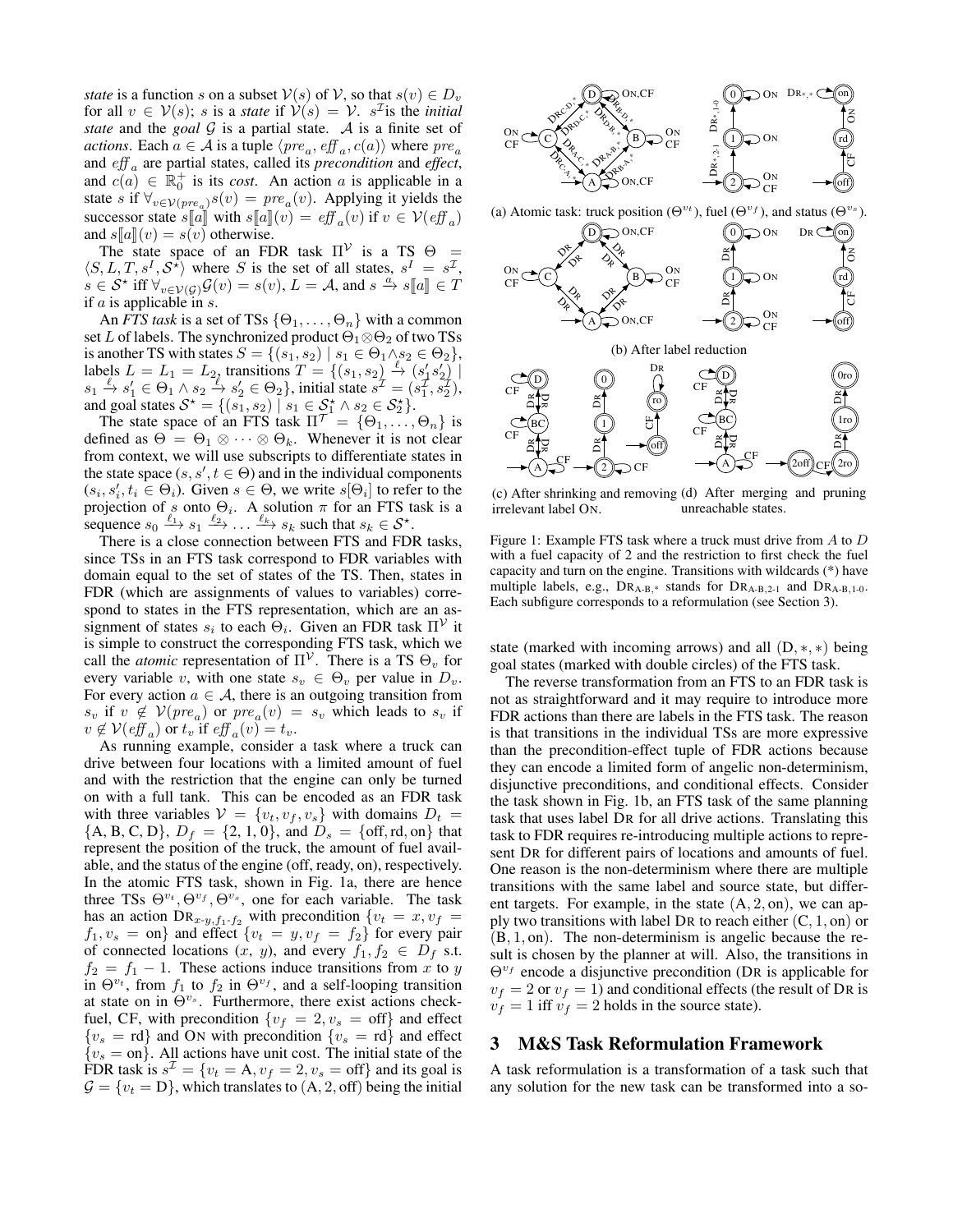*state* is a function $s$ on a subset $\mathcal{V}(s)$ of $\mathcal{V}$, so that $s(v) \in D_v$ for all $v \in \mathcal{V}(s)$; $s$ is a *state* if $\mathcal{V}(s) = \mathcal{V}$. $s^{\mathcal{I}}$ is the *initial state* and the *goal* $\mathcal{G}$ is a partial state. $\mathcal{A}$ is a finite set of *actions*. Each $a \in \mathcal{A}$ is a tuple $\langle pre_a, eff_a, c(a)\rangle$ where $pre_a$ and $eff_a$ are partial states, called its *precondition* and *effect*, and $c(a) \in \mathbb{R}_0^+$ is its *cost*. An action $a$ is applicable in a state $s$ if $\forall_{v \in \mathcal{V}(pre_a)} s(v) = pre_a(v)$. Applying it yields the successor state $s[\![a]\!]$ with $s[\![a]\!](v) = eff_a(v)$ if $v \in \mathcal{V}(eff_a)$ and $s[\![a]\!](v) = s(v)$ otherwise.

The state space of an FDR task $\Pi^{\mathcal{V}}$ is a TS $\Theta = \langle S, L, T, s^I, \mathcal{S}^\star\rangle$ where $S$ is the set of all states, $s^I = s^{\mathcal{I}}$, $s \in \mathcal{S}^\star$ iff $\forall_{v \in \mathcal{V}(\mathcal{G})} \mathcal{G}(v) = s(v)$, $L = \mathcal{A}$, and $s \xrightarrow{a} s[\![a]\!] \in T$ if $a$ is applicable in $s$.

An *FTS task* is a set of TSs $\{\Theta_1, \dots, \Theta_n\}$ with a common set $L$ of labels. The synchronized product $\Theta_1 \otimes \Theta_2$ of two TSs is another TS with states $S = \{(s_1, s_2) \mid s_1 \in \Theta_1 \wedge s_2 \in \Theta_2\}$, labels $L = L_1 = L_2$, transitions $T = \{(s_1, s_2) \xrightarrow{\ell} (s_1' s_2') \mid s_1 \xrightarrow{\ell} s_1' \in \Theta_1 \wedge s_2 \xrightarrow{\ell} s_2' \in \Theta_2\}$, initial state $s^{\mathcal{I}} = (s_1^{\mathcal{I}}, s_2^{\mathcal{I}})$, and goal states $\mathcal{S}^\star = \{(s_1, s_2) \mid s_1 \in \mathcal{S}_1^\star \wedge s_2 \in \mathcal{S}_2^\star\}$.

The state space of an FTS task $\Pi^{\mathcal{T}} = \{\Theta_1, \dots, \Theta_n\}$ is defined as $\Theta = \Theta_1 \otimes \dots \otimes \Theta_k$. Whenever it is not clear from context, we will use subscripts to differentiate states in the state space $(s, s', t \in \Theta)$ and in the individual components $(s_i, s_i', t_i \in \Theta_i)$. Given $s \in \Theta$, we write $s[\Theta_i]$ to refer to the projection of $s$ onto $\Theta_i$. A solution $\pi$ for an FTS task is a sequence $s_0 \xrightarrow{\ell_1} s_1 \xrightarrow{\ell_2} \dots \xrightarrow{\ell_k} s_k$ such that $s_k \in \mathcal{S}^\star$.

There is a close connection between FTS and FDR tasks, since TSs in an FTS task correspond to FDR variables with domain equal to the set of states of the TS. Then, states in FDR (which are assignments of values to variables) correspond to states in the FTS representation, which are an assignment of states $s_i$ to each $\Theta_i$. Given an FDR task $\Pi^{\mathcal{V}}$ it is simple to construct the corresponding FTS task, which we call the *atomic* representation of $\Pi^{\mathcal{V}}$. There is a TS $\Theta_v$ for every variable $v$, with one state $s_v \in \Theta_v$ per value in $D_v$. For every action $a \in \mathcal{A}$, there is an outgoing transition from $s_v$ if $v \notin \mathcal{V}(pre_a)$ or $pre_a(v) = s_v$ which leads to $s_v$ if $v \notin \mathcal{V}(eff_a)$ or $t_v$ if $eff_a(v) = t_v$.

As running example, consider a task where a truck can drive between four locations with a limited amount of fuel and with the restriction that the engine can only be turned on with a full tank. This can be encoded as an FDR task with three variables $\mathcal{V} = \{v_t, v_f, v_s\}$ with domains $D_t = \{\text{A, B, C, D}\}$, $D_f = \{2, 1, 0\}$, and $D_s = \{\text{off, rd, on}\}$ that represent the position of the truck, the amount of fuel available, and the status of the engine (off, ready, on), respectively. In the atomic FTS task, shown in Fig. 1a, there are hence three TSs $\Theta^{v_t}, \Theta^{v_f}, \Theta^{v_s}$, one for each variable. The task has an action $\text{DR}_{x\text{-}y, f_1\text{-}f_2}$ with precondition $\{v_t = x, v_f = f_1, v_s = \text{on}\}$ and effect $\{v_t = y, v_f = f_2\}$ for every pair of connected locations $(x, y)$, and every $f_1, f_2 \in D_f$ s.t. $f_2 = f_1 - 1$. These actions induce transitions from $x$ to $y$ in $\Theta^{v_t}$, from $f_1$ to $f_2$ in $\Theta^{v_f}$, and a self-looping transition at state on in $\Theta^{v_s}$. Furthermore, there exist actions check-fuel, CF, with precondition $\{v_f = 2, v_s = \text{off}\}$ and effect $\{v_s = \text{rd}\}$ and ON with precondition $\{v_s = \text{rd}\}$ and effect $\{v_s = \text{on}\}$. All actions have unit cost. The initial state of the FDR task is $s^{\mathcal{I}} = \{v_t = \text{A}, v_f = 2, v_s = \text{off}\}$ and its goal is $\mathcal{G} = \{v_t = \text{D}\}$, which translates to $(\text{A}, 2, \text{off})$ being the initial state (marked with incoming arrows) and all $(\text{D}, *, *)$ being goal states (marked with double circles) of the FTS task.

(a) Atomic task: truck position ($\Theta^{v_t}$), fuel ($\Theta^{v_f}$), and status ($\Theta^{v_s}$).

(b) After label reduction

(c) After shrinking and removing irrelevant label ON.

(d) After merging and pruning unreachable states.

Figure 1: Example FTS task where a truck must drive from $A$ to $D$ with a fuel capacity of 2 and the restriction to first check the fuel capacity and turn on the engine. Transitions with wildcards (*) have multiple labels, e.g., $\text{DR}_{\text{A-B},*}$ stands for $\text{DR}_{\text{A-B},2\text{-}1}$ and $\text{DR}_{\text{A-B},1\text{-}0}$. Each subfigure corresponds to a reformulation (see Section 3).

The reverse transformation from an FTS to an FDR task is not as straightforward and it may require to introduce more FDR actions than there are labels in the FTS task. The reason is that transitions in the individual TSs are more expressive than the precondition-effect tuple of FDR actions because they can encode a limited form of angelic non-determinism, disjunctive preconditions, and conditional effects. Consider the task shown in Fig. 1b, an FTS task of the same planning task that uses label DR for all drive actions. Translating this task to FDR requires re-introducing multiple actions to represent DR for different pairs of locations and amounts of fuel. One reason is the non-determinism where there are multiple transitions with the same label and source state, but different targets. For example, in the state $(\text{A}, 2, \text{on})$, we can apply two transitions with label DR to reach either $(\text{C}, 1, \text{on})$ or $(\text{B}, 1, \text{on})$. The non-determinism is angelic because the result is chosen by the planner at will. Also, the transitions in $\Theta^{v_f}$ encode a disjunctive precondition (DR is applicable for $v_f = 2$ or $v_f = 1$) and conditional effects (the result of DR is $v_f = 1$ iff $v_f = 2$ holds in the source state).

## 3 M&S Task Reformulation Framework

A task reformulation is a transformation of a task such that any solution for the new task can be transformed into a so-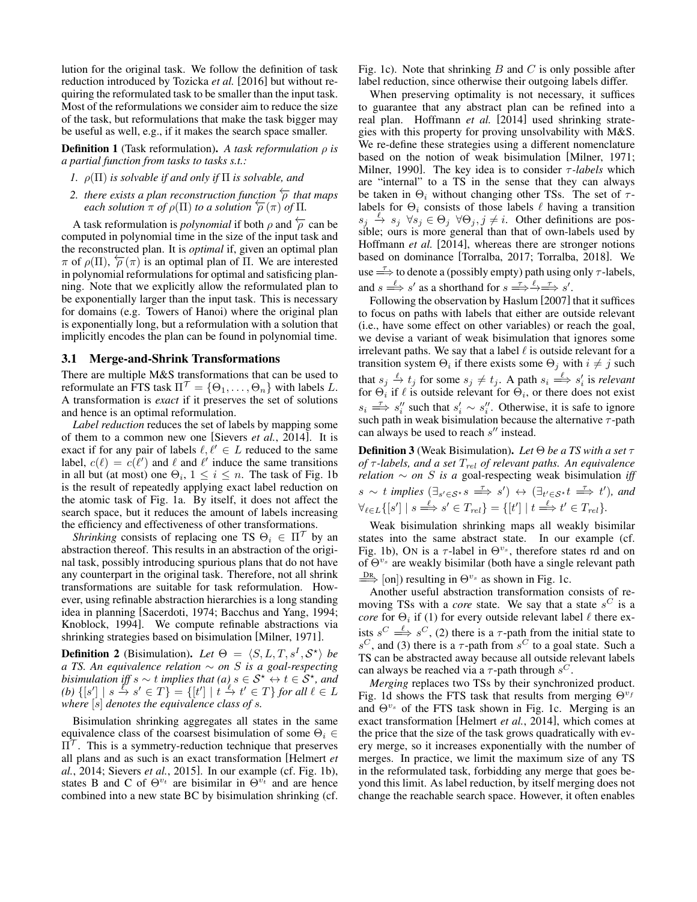lution for the original task. We follow the definition of task reduction introduced by Tozicka *et al.* [2016] but without requiring the reformulated task to be smaller than the input task. Most of the reformulations we consider aim to reduce the size of the task, but reformulations that make the task bigger may be useful as well, e.g., if it makes the search space smaller.

**Definition 1** (Task reformulation). *A task reformulation $\rho$ is a partial function from tasks to tasks s.t.:*

1. *$\rho(\Pi)$ is solvable if and only if $\Pi$ is solvable, and*
2. *there exists a plan reconstruction function $\overleftarrow{\rho}$ that maps each solution $\pi$ of $\rho(\Pi)$ to a solution $\overleftarrow{\rho}(\pi)$ of $\Pi$.*

A task reformulation is *polynomial* if both $\rho$ and $\overleftarrow{\rho}$ can be computed in polynomial time in the size of the input task and the reconstructed plan. It is *optimal* if, given an optimal plan $\pi$ of $\rho(\Pi)$, $\overleftarrow{\rho}(\pi)$ is an optimal plan of $\Pi$. We are interested in polynomial reformulations for optimal and satisficing planning. Note that we explicitly allow the reformulated plan to be exponentially larger than the input task. This is necessary for domains (e.g. Towers of Hanoi) where the original plan is exponentially long, but a reformulation with a solution that implicitly encodes the plan can be found in polynomial time.

### 3.1 Merge-and-Shrink Transformations

There are multiple M&S transformations that can be used to reformulate an FTS task $\Pi^{\mathcal{T}} = \{\Theta_1, \dots, \Theta_n\}$ with labels $L$. A transformation is *exact* if it preserves the set of solutions and hence is an optimal reformulation.

*Label reduction* reduces the set of labels by mapping some of them to a common new one [Sievers *et al.*, 2014]. It is exact if for any pair of labels $\ell, \ell' \in L$ reduced to the same label, $c(\ell) = c(\ell')$ and $\ell$ and $\ell'$ induce the same transitions in all but (at most) one $\Theta_i$, $1 \leq i \leq n$. The task of Fig. 1b is the result of repeatedly applying exact label reduction on the atomic task of Fig. 1a. By itself, it does not affect the search space, but it reduces the amount of labels increasing the efficiency and effectiveness of other transformations.

*Shrinking* consists of replacing one TS $\Theta_i \in \Pi^{\mathcal{T}}$ by an abstraction thereof. This results in an abstraction of the original task, possibly introducing spurious plans that do not have any counterpart in the original task. Therefore, not all shrink transformations are suitable for task reformulation. However, using refinable abstraction hierarchies is a long standing idea in planning [Sacerdoti, 1974; Bacchus and Yang, 1994; Knoblock, 1994]. We compute refinable abstractions via shrinking strategies based on bisimulation [Milner, 1971].

**Definition 2** (Bisimulation). *Let $\Theta = \langle S, L, T, s^I, \mathcal{S}^\star \rangle$ be a TS. An equivalence relation $\sim$ on $S$ is a goal-respecting bisimulation iff $s \sim t$ implies that (a) $s \in \mathcal{S}^\star \leftrightarrow t \in \mathcal{S}^\star$, and (b) $\{[s'] \mid s \xrightarrow{\ell} s' \in T\} = \{[t'] \mid t \xrightarrow{\ell} t' \in T\}$ for all $\ell \in L$ where $[s]$ denotes the equivalence class of $s$.*

Bisimulation shrinking aggregates all states in the same equivalence class of the coarsest bisimulation of some $\Theta_i \in \Pi^{\mathcal{T}}$. This is a symmetry-reduction technique that preserves all plans and as such is an exact transformation [Helmert *et al.*, 2014; Sievers *et al.*, 2015]. In our example (cf. Fig. 1b), states B and C of $\Theta^{v_t}$ are bisimilar in $\Theta^{v_t}$ and are hence combined into a new state BC by bisimulation shrinking (cf. Fig. 1c). Note that shrinking $B$ and $C$ is only possible after label reduction, since otherwise their outgoing labels differ.

When preserving optimality is not necessary, it suffices to guarantee that any abstract plan can be refined into a real plan. Hoffmann *et al.* [2014] used shrinking strategies with this property for proving unsolvability with M&S. We re-define these strategies using a different nomenclature based on the notion of weak bisimulation [Milner, 1971; Milner, 1990]. The key idea is to consider $\tau$-*labels* which are "internal" to a TS in the sense that they can always be taken in $\Theta_i$ without changing other TSs. The set of $\tau$-labels for $\Theta_i$ consists of those labels $\ell$ having a transition $s_j \xrightarrow{\ell} s_j \; \forall s_j \in \Theta_j \; \forall \Theta_j, j \neq i$. Other definitions are possible; ours is more general than that of own-labels used by Hoffmann *et al.* [2014], whereas there are stronger notions based on dominance [Torralba, 2017; Torralba, 2018]. We use $\xRightarrow{\tau}$ to denote a (possibly empty) path using only $\tau$-labels, and $s \xRightarrow{\ell} s'$ as a shorthand for $s \xRightarrow{\tau}\xrightarrow{\ell}\xRightarrow{\tau} s'$.

Following the observation by Haslum [2007] that it suffices to focus on paths with labels that either are outside relevant (i.e., have some effect on other variables) or reach the goal, we devise a variant of weak bisimulation that ignores some irrelevant paths. We say that a label $\ell$ is outside relevant for a transition system $\Theta_i$ if there exists some $\Theta_j$ with $i \neq j$ such that $s_j \xrightarrow{\ell} t_j$ for some $s_j \neq t_j$. A path $s_i \xRightarrow{\ell} s'_i$ is *relevant* for $\Theta_i$ if $\ell$ is outside relevant for $\Theta_i$, or there does not exist $s_i \xRightarrow{\tau} s''_i$ such that $s'_i \sim s''_i$. Otherwise, it is safe to ignore such path in weak bisimulation because the alternative $\tau$-path can always be used to reach $s''$ instead.

**Definition 3** (Weak Bisimulation). *Let $\Theta$ be a TS with a set $\tau$ of $\tau$-labels, and a set $T_{rel}$ of relevant paths. An equivalence relation $\sim$ on $S$ is a goal-respecting weak bisimulation iff $s \sim t$ implies $(\exists_{s' \in \mathcal{S}^\star} s \xRightarrow{\tau} s') \leftrightarrow (\exists_{t' \in \mathcal{S}^\star} t \xRightarrow{\tau} t')$, and $\forall_{\ell \in L} \{[s'] \mid s \xRightarrow{\ell} s' \in T_{rel}\} = \{[t'] \mid t \xRightarrow{\ell} t' \in T_{rel}\}$.*

Weak bisimulation shrinking maps all weakly bisimilar states into the same abstract state. In our example (cf. Fig. 1b), ON is a $\tau$-label in $\Theta^{v_s}$, therefore states rd and on of $\Theta^{v_s}$ are weakly bisimilar (both have a single relevant path $\xRightarrow{\text{DR}}$ [on]) resulting in $\Theta^{v_s}$ as shown in Fig. 1c.

Another useful abstraction transformation consists of removing TSs with a *core* state. We say that a state $s^C$ is a *core* for $\Theta_i$ if (1) for every outside relevant label $\ell$ there exists $s^C \xRightarrow{\ell} s^C$, (2) there is a $\tau$-path from the initial state to $s^C$, and (3) there is a $\tau$-path from $s^C$ to a goal state. Such a TS can be abstracted away because all outside relevant labels can always be reached via a $\tau$-path through $s^C$.

*Merging* replaces two TSs by their synchronized product. Fig. 1d shows the FTS task that results from merging $\Theta^{v_f}$ and $\Theta^{v_s}$ of the FTS task shown in Fig. 1c. Merging is an exact transformation [Helmert *et al.*, 2014], which comes at the price that the size of the task grows quadratically with every merge, so it increases exponentially with the number of merges. In practice, we limit the maximum size of any TS in the reformulated task, forbidding any merge that goes beyond this limit. As label reduction, by itself merging does not change the reachable search space. However, it often enables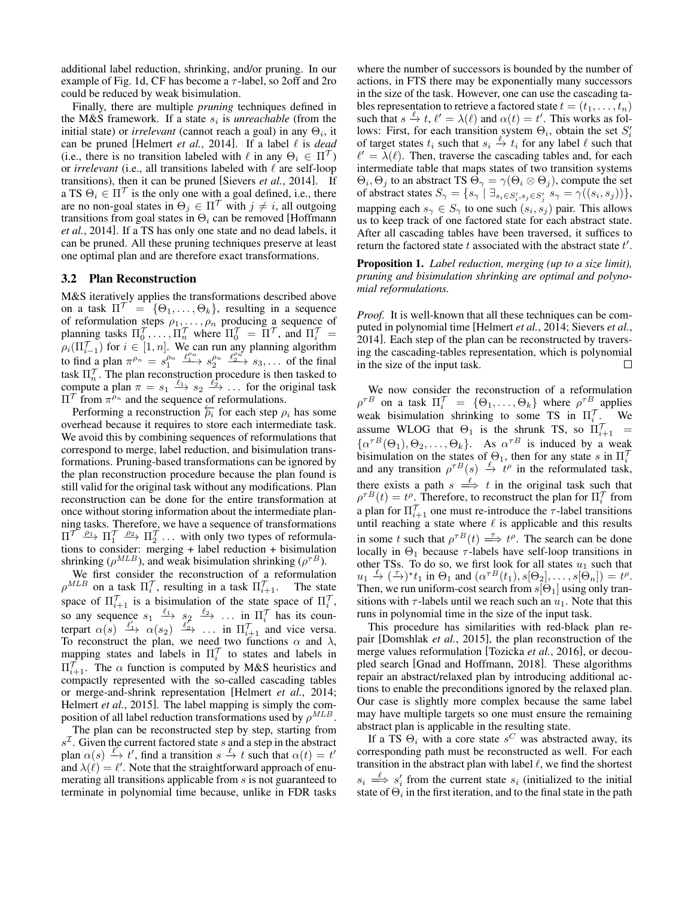additional label reduction, shrinking, and/or pruning. In our example of Fig. 1d, CF has become a $\tau$-label, so 2off and 2ro could be reduced by weak bisimulation.

Finally, there are multiple *pruning* techniques defined in the M&S framework. If a state $s_i$ is *unreachable* (from the initial state) or *irrelevant* (cannot reach a goal) in any $\Theta_i$, it can be pruned [Helmert *et al.*, 2014]. If a label $\ell$ is *dead* (i.e., there is no transition labeled with $\ell$ in any $\Theta_i \in \Pi^{\mathcal{T}}$) or *irrelevant* (i.e., all transitions labeled with $\ell$ are self-loop transitions), then it can be pruned [Sievers *et al.*, 2014]. If a TS $\Theta_i \in \Pi^{\mathcal{T}}$ is the only one with a goal defined, i.e., there are no non-goal states in $\Theta_j \in \Pi^{\mathcal{T}}$ with $j \neq i$, all outgoing transitions from goal states in $\Theta_i$ can be removed [Hoffmann *et al.*, 2014]. If a TS has only one state and no dead labels, it can be pruned. All these pruning techniques preserve at least one optimal plan and are therefore exact transformations.

### 3.2 Plan Reconstruction

M&S iteratively applies the transformations described above on a task $\Pi^{\mathcal{T}} = \{\Theta_1, \dots, \Theta_k\}$, resulting in a sequence of reformulation steps $\rho_1, \dots, \rho_n$ producing a sequence of planning tasks $\Pi_0^{\mathcal{T}}, \dots, \Pi_n^{\mathcal{T}}$ where $\Pi_0^{\mathcal{T}} = \Pi^{\mathcal{T}}$, and $\Pi_i^{\mathcal{T}} = \rho_i(\Pi_{i-1}^{\mathcal{T}})$ for $i \in [1, n]$. We can run any planning algorithm to find a plan $\pi^{\rho_n} = s_1^{\rho_n} \xrightarrow{\ell_1^{\rho_n}} s_2^{\rho_n} \xrightarrow{\ell_2^{\rho_n}} s_3, \dots$ of the final task $\Pi_n^{\mathcal{T}}$. The plan reconstruction procedure is then tasked to compute a plan $\pi = s_1 \xrightarrow{\ell_1} s_2 \xrightarrow{\ell_2} \dots$ for the original task $\Pi^{\mathcal{T}}$ from $\pi^{\rho_n}$ and the sequence of reformulations.

Performing a reconstruction $\overleftarrow{\rho_i}$ for each step $\rho_i$ has some overhead because it requires to store each intermediate task. We avoid this by combining sequences of reformulations that correspond to merge, label reduction, and bisimulation transformations. Pruning-based transformations can be ignored by the plan reconstruction procedure because the plan found is still valid for the original task without any modifications. Plan reconstruction can be done for the entire transformation at once without storing information about the intermediate planning tasks. Therefore, we have a sequence of transformations $\Pi^{\mathcal{T}} \xrightarrow{\rho_1} \Pi_1^{\mathcal{T}} \xrightarrow{\rho_2} \Pi_2^{\mathcal{T}} \dots$ with only two types of reformulations to consider: merging + label reduction + bisimulation shrinking ($\rho^{MLB}$), and weak bisimulation shrinking ($\rho^{\tau B}$).

We first consider the reconstruction of a reformulation $\rho^{MLB}$ on a task $\Pi_i^{\mathcal{T}}$, resulting in a task $\Pi_{i+1}^{\mathcal{T}}$. The state space of $\Pi_{i+1}^{\mathcal{T}}$ is a bisimulation of the state space of $\Pi_i^{\mathcal{T}}$, so any sequence $s_1 \xrightarrow{\ell_1} s_2 \xrightarrow{\ell_2} \dots$ in $\Pi_i^{\mathcal{T}}$ has its counterpart $\alpha(s) \xrightarrow{\ell_1'} \alpha(s_2) \xrightarrow{\ell_2'} \dots$ in $\Pi_{i+1}^{\mathcal{T}}$ and vice versa. To reconstruct the plan, we need two functions $\alpha$ and $\lambda$, mapping states and labels in $\Pi_i^{\mathcal{T}}$ to states and labels in $\Pi_{i+1}^{\mathcal{T}}$. The $\alpha$ function is computed by M&S heuristics and compactly represented with the so-called cascading tables or merge-and-shrink representation [Helmert *et al.*, 2014; Helmert *et al.*, 2015]. The label mapping is simply the composition of all label reduction transformations used by $\rho^{MLB}$.

The plan can be reconstructed step by step, starting from $s^{\mathcal{I}}$. Given the current factored state $s$ and a step in the abstract plan $\alpha(s) \xrightarrow{\ell'} t'$, find a transition $s \xrightarrow{\ell} t$ such that $\alpha(t) = t'$ and $\lambda(\ell) = \ell'$. Note that the straightforward approach of enumerating all transitions applicable from $s$ is not guaranteed to terminate in polynomial time because, unlike in FDR tasks where the number of successors is bounded by the number of actions, in FTS there may be exponentially many successors in the size of the task. However, one can use the cascading tables representation to retrieve a factored state $t = (t_1, \dots, t_n)$ such that $s \xrightarrow{\ell} t$, $\ell' = \lambda(\ell)$ and $\alpha(t) = t'$. This works as follows: First, for each transition system $\Theta_i$, obtain the set $S_i'$ of target states $t_i$ such that $s_i \xrightarrow{\ell} t_i$ for any label $\ell$ such that $\ell' = \lambda(\ell)$. Then, traverse the cascading tables and, for each intermediate table that maps states of two transition systems $\Theta_i, \Theta_j$ to an abstract TS $\Theta_\gamma = \gamma(\Theta_i \otimes \Theta_j)$, compute the set of abstract states $S_\gamma = \{s_\gamma \mid \exists_{s_i \in S_i', s_j \in S_j'}\, s_\gamma = \gamma((s_i, s_j))\}$, mapping each $s_\gamma \in S_\gamma$ to one such $(s_i, s_j)$ pair. This allows us to keep track of one factored state for each abstract state. After all cascading tables have been traversed, it suffices to return the factored state $t$ associated with the abstract state $t'$.

**Proposition 1.** *Label reduction, merging (up to a size limit), pruning and bisimulation shrinking are optimal and polynomial reformulations.*

*Proof.* It is well-known that all these techniques can be computed in polynomial time [Helmert *et al.*, 2014; Sievers *et al.*, 2014]. Each step of the plan can be reconstructed by traversing the cascading-tables representation, which is polynomial in the size of the input task. □

We now consider the reconstruction of a reformulation $\rho^{\tau B}$ on a task $\Pi_i^{\mathcal{T}} = \{\Theta_1, \dots, \Theta_k\}$ where $\rho^{\tau B}$ applies weak bisimulation shrinking to some TS in $\Pi_i^{\mathcal{T}}$. We assume WLOG that $\Theta_1$ is the shrunk TS, so $\Pi_{i+1}^{\mathcal{T}} = \{\alpha^{\tau B}(\Theta_1), \Theta_2, \dots, \Theta_k\}$. As $\alpha^{\tau B}$ is induced by a weak bisimulation on the states of $\Theta_1$, then for any state $s$ in $\Pi_i^{\mathcal{T}}$ and any transition $\rho^{\tau B}(s) \xrightarrow{\ell} t^\rho$ in the reformulated task, there exists a path $s \overset{\ell}{\Longrightarrow} t$ in the original task such that $\rho^{\tau B}(t) = t^\rho$. Therefore, to reconstruct the plan for $\Pi_i^{\mathcal{T}}$ from a plan for $\Pi_{i+1}^{\mathcal{T}}$ one must re-introduce the $\tau$-label transitions until reaching a state where $\ell$ is applicable and this results in some $t$ such that $\rho^{\tau B}(t) \overset{\tau}{\Longrightarrow} t^\rho$. The search can be done locally in $\Theta_1$ because $\tau$-labels have self-loop transitions in other TSs. To do so, we first look for all states $u_1$ such that $u_1 \xrightarrow{\ell} (\xrightarrow{\tau})^* t_1$ in $\Theta_1$ and $(\alpha^{\tau B}(t_1), s[\Theta_2], \dots, s[\Theta_n]) = t^\rho$. Then, we run uniform-cost search from $s[\Theta_1]$ using only transitions with $\tau$-labels until we reach such an $u_1$. Note that this runs in polynomial time in the size of the input task.

This procedure has similarities with red-black plan repair [Domshlak *et al.*, 2015], the plan reconstruction of the merge values reformulation [Tozicka *et al.*, 2016], or decoupled search [Gnad and Hoffmann, 2018]. These algorithms repair an abstract/relaxed plan by introducing additional actions to enable the preconditions ignored by the relaxed plan. Our case is slightly more complex because the same label may have multiple targets so one must ensure the remaining abstract plan is applicable in the resulting state.

If a TS $\Theta_i$ with a core state $s^C$ was abstracted away, its corresponding path must be reconstructed as well. For each transition in the abstract plan with label $\ell$, we find the shortest $s_i \overset{\ell}{\Longrightarrow} s_i'$ from the current state $s_i$ (initialized to the initial state of $\Theta_i$ in the first iteration, and to the final state in the path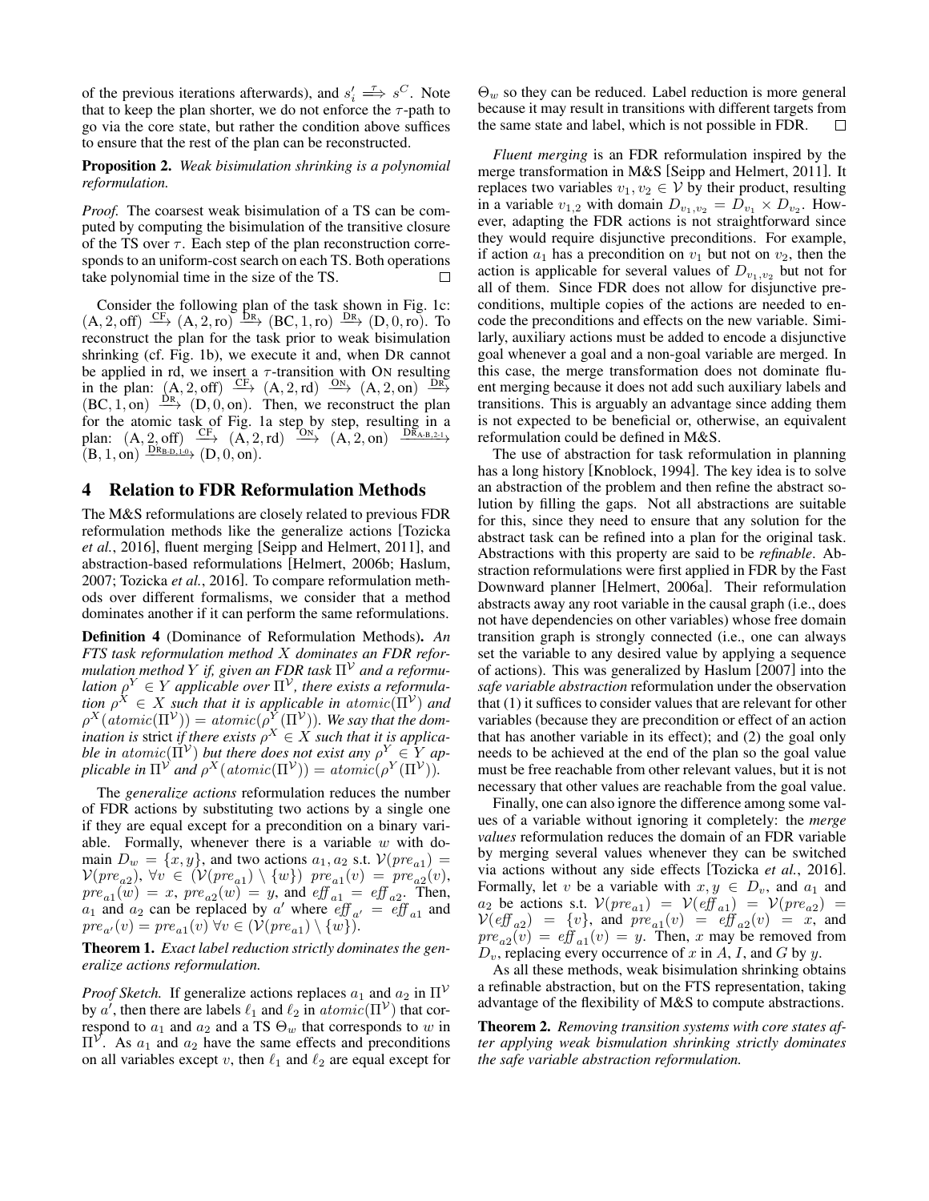of the previous iterations afterwards), and $s'_i \overset{\tau}{\Longrightarrow} s^C$. Note that to keep the plan shorter, we do not enforce the $\tau$-path to go via the core state, but rather the condition above suffices to ensure that the rest of the plan can be reconstructed.

**Proposition 2.** *Weak bisimulation shrinking is a polynomial reformulation.*

*Proof.* The coarsest weak bisimulation of a TS can be computed by computing the bisimulation of the transitive closure of the TS over $\tau$. Each step of the plan reconstruction corresponds to an uniform-cost search on each TS. Both operations take polynomial time in the size of the TS. □

Consider the following plan of the task shown in Fig. 1c: $(\text{A}, 2, \text{off}) \xrightarrow{\text{CF}} (\text{A}, 2, \text{ro}) \xrightarrow{\text{DR}} (\text{BC}, 1, \text{ro}) \xrightarrow{\text{DR}} (\text{D}, 0, \text{ro})$. To reconstruct the plan for the task prior to weak bisimulation shrinking (cf. Fig. 1b), we execute it and, when DR cannot be applied in rd, we insert a $\tau$-transition with ON resulting in the plan: $(\text{A}, 2, \text{off}) \xrightarrow{\text{CF}} (\text{A}, 2, \text{rd}) \xrightarrow{\text{ON}} (\text{A}, 2, \text{on}) \xrightarrow{\text{DR}} (\text{BC}, 1, \text{on}) \xrightarrow{\text{DR}} (\text{D}, 0, \text{on})$. Then, we reconstruct the plan for the atomic task of Fig. 1a step by step, resulting in a plan: $(\text{A}, 2, \text{off}) \xrightarrow{\text{CF}} (\text{A}, 2, \text{rd}) \xrightarrow{\text{ON}} (\text{A}, 2, \text{on}) \xrightarrow{\text{DR}_{\text{A-B},2\text{-}1}} (\text{B}, 1, \text{on}) \xrightarrow{\text{DR}_{\text{B-D},1\text{-}0}} (\text{D}, 0, \text{on})$.

## 4 Relation to FDR Reformulation Methods

The M&S reformulations are closely related to previous FDR reformulation methods like the generalize actions [Tozicka *et al.*, 2016], fluent merging [Seipp and Helmert, 2011], and abstraction-based reformulations [Helmert, 2006b; Haslum, 2007; Tozicka *et al.*, 2016]. To compare reformulation methods over different formalisms, we consider that a method dominates another if it can perform the same reformulations.

**Definition 4** (Dominance of Reformulation Methods). *An FTS task reformulation method $X$ dominates an FDR reformulation method $Y$ if, given an FDR task $\Pi^{\mathcal{V}}$ and a reformulation $\rho^Y \in Y$ applicable over $\Pi^{\mathcal{V}}$, there exists a reformulation $\rho^X \in X$ such that it is applicable in $atomic(\Pi^{\mathcal{V}})$ and $\rho^X(atomic(\Pi^{\mathcal{V}})) = atomic(\rho^Y(\Pi^{\mathcal{V}}))$. We say that the domination is* strict *if there exists $\rho^X \in X$ such that it is applicable in $atomic(\Pi^{\mathcal{V}})$ but there does not exist any $\rho^Y \in Y$ applicable in $\Pi^{\mathcal{V}}$ and $\rho^X(atomic(\Pi^{\mathcal{V}})) = atomic(\rho^Y(\Pi^{\mathcal{V}}))$.*

The *generalize actions* reformulation reduces the number of FDR actions by substituting two actions by a single one if they are equal except for a precondition on a binary variable. Formally, whenever there is a variable $w$ with domain $D_w = \{x, y\}$, and two actions $a_1, a_2$ s.t. $\mathcal{V}(pre_{a1}) = \mathcal{V}(pre_{a2})$, $\forall v \in (\mathcal{V}(pre_{a1}) \setminus \{w\})$ $pre_{a1}(v) = pre_{a2}(v)$, $pre_{a1}(w) = x$, $pre_{a2}(w) = y$, and $eff_{a1} = eff_{a2}$. Then, $a_1$ and $a_2$ can be replaced by $a'$ where $eff_{a'} = eff_{a1}$ and $pre_{a'}(v) = pre_{a1}(v)$ $\forall v \in (\mathcal{V}(pre_{a1}) \setminus \{w\})$.

**Theorem 1.** *Exact label reduction strictly dominates the generalize actions reformulation.*

*Proof Sketch.* If generalize actions replaces $a_1$ and $a_2$ in $\Pi^{\mathcal{V}}$ by $a'$, then there are labels $\ell_1$ and $\ell_2$ in $atomic(\Pi^{\mathcal{V}})$ that correspond to $a_1$ and $a_2$ and a TS $\Theta_w$ that corresponds to $w$ in $\Pi^{\mathcal{V}}$. As $a_1$ and $a_2$ have the same effects and preconditions on all variables except $v$, then $\ell_1$ and $\ell_2$ are equal except for $\Theta_w$ so they can be reduced. Label reduction is more general because it may result in transitions with different targets from the same state and label, which is not possible in FDR. □

*Fluent merging* is an FDR reformulation inspired by the merge transformation in M&S [Seipp and Helmert, 2011]. It replaces two variables $v_1, v_2 \in \mathcal{V}$ by their product, resulting in a variable $v_{1,2}$ with domain $D_{v_1,v_2} = D_{v_1} \times D_{v_2}$. However, adapting the FDR actions is not straightforward since they would require disjunctive preconditions. For example, if action $a_1$ has a precondition on $v_1$ but not on $v_2$, then the action is applicable for several values of $D_{v_1,v_2}$ but not for all of them. Since FDR does not allow for disjunctive preconditions, multiple copies of the actions are needed to encode the preconditions and effects on the new variable. Similarly, auxiliary actions must be added to encode a disjunctive goal whenever a goal and a non-goal variable are merged. In this case, the merge transformation does not dominate fluent merging because it does not add such auxiliary labels and transitions. This is arguably an advantage since adding them is not expected to be beneficial or, otherwise, an equivalent reformulation could be defined in M&S.

The use of abstraction for task reformulation in planning has a long history [Knoblock, 1994]. The key idea is to solve an abstraction of the problem and then refine the abstract solution by filling the gaps. Not all abstractions are suitable for this, since they need to ensure that any solution for the abstract task can be refined into a plan for the original task. Abstractions with this property are said to be *refinable*. Abstraction reformulations were first applied in FDR by the Fast Downward planner [Helmert, 2006a]. Their reformulation abstracts away any root variable in the causal graph (i.e., does not have dependencies on other variables) whose free domain transition graph is strongly connected (i.e., one can always set the variable to any desired value by applying a sequence of actions). This was generalized by Haslum [2007] into the *safe variable abstraction* reformulation under the observation that (1) it suffices to consider values that are relevant for other variables (because they are precondition or effect of an action that has another variable in its effect); and (2) the goal only needs to be achieved at the end of the plan so the goal value must be free reachable from other relevant values, but it is not necessary that other values are reachable from the goal value.

Finally, one can also ignore the difference among some values of a variable without ignoring it completely: the *merge values* reformulation reduces the domain of an FDR variable by merging several values whenever they can be switched via actions without any side effects [Tozicka *et al.*, 2016]. Formally, let $v$ be a variable with $x, y \in D_v$, and $a_1$ and $a_2$ be actions s.t. $\mathcal{V}(pre_{a1}) = \mathcal{V}(eff_{a1}) = \mathcal{V}(pre_{a2}) = \mathcal{V}(eff_{a2}) = \{v\}$, and $pre_{a1}(v) = eff_{a2}(v) = x$, and $pre_{a2}(v) = eff_{a1}(v) = y$. Then, $x$ may be removed from $D_v$, replacing every occurrence of $x$ in $A$, $I$, and $G$ by $y$.

As all these methods, weak bisimulation shrinking obtains a refinable abstraction, but on the FTS representation, taking advantage of the flexibility of M&S to compute abstractions.

**Theorem 2.** *Removing transition systems with core states after applying weak bismulation shrinking strictly dominates the safe variable abstraction reformulation.*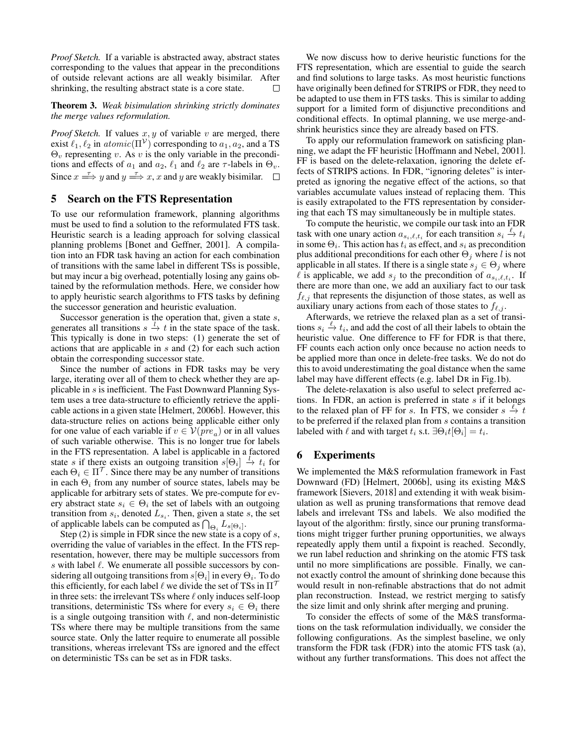*Proof Sketch.* If a variable is abstracted away, abstract states corresponding to the values that appear in the preconditions of outside relevant actions are all weakly bisimilar. After shrinking, the resulting abstract state is a core state. □

**Theorem 3.** *Weak bisimulation shrinking strictly dominates the merge values reformulation.*

*Proof Sketch.* If values $x, y$ of variable $v$ are merged, there exist $\ell_1, \ell_2$ in $atomic(\Pi^{\mathcal{V}})$ corresponding to $a_1, a_2$, and a TS $\Theta_v$ representing $v$. As $v$ is the only variable in the preconditions and effects of $a_1$ and $a_2$, $\ell_1$ and $\ell_2$ are $\tau$-labels in $\Theta_v$. Since $x \overset{\tau}{\Longrightarrow} y$ and $y \overset{\tau}{\Longrightarrow} x$, $x$ and $y$ are weakly bisimilar. □

## 5 Search on the FTS Representation

To use our reformulation framework, planning algorithms must be used to find a solution to the reformulated FTS task. Heuristic search is a leading approach for solving classical planning problems [Bonet and Geffner, 2001]. A compilation into an FDR task having an action for each combination of transitions with the same label in different TSs is possible, but may incur a big overhead, potentially losing any gains obtained by the reformulation methods. Here, we consider how to apply heuristic search algorithms to FTS tasks by defining the successor generation and heuristic evaluation.

Successor generation is the operation that, given a state $s$, generates all transitions $s \xrightarrow{l} t$ in the state space of the task. This typically is done in two steps: (1) generate the set of actions that are applicable in $s$ and (2) for each such action obtain the corresponding successor state.

Since the number of actions in FDR tasks may be very large, iterating over all of them to check whether they are applicable in $s$ is inefficient. The Fast Downward Planning System uses a tree data-structure to efficiently retrieve the applicable actions in a given state [Helmert, 2006b]. However, this data-structure relies on actions being applicable either only for one value of each variable if $v \in \mathcal{V}(pre_a)$ or in all values of such variable otherwise. This is no longer true for labels in the FTS representation. A label is applicable in a factored state $s$ if there exists an outgoing transition $s[\Theta_i] \xrightarrow{l} t_i$ for each $\Theta_i \in \Pi^{\mathcal{T}}$. Since there may be any number of transitions in each $\Theta_i$ from any number of source states, labels may be applicable for arbitrary sets of states. We pre-compute for every abstract state $s_i \in \Theta_i$ the set of labels with an outgoing transition from $s_i$, denoted $L_{s_i}$. Then, given a state $s$, the set of applicable labels can be computed as $\bigcap_{\Theta_i} L_{s[\Theta_i]}$.

Step (2) is simple in FDR since the new state is a copy of $s$, overriding the value of variables in the effect. In the FTS representation, however, there may be multiple successors from $s$ with label $\ell$. We enumerate all possible successors by considering all outgoing transitions from $s[\Theta_i]$ in every $\Theta_i$. To do this efficiently, for each label $\ell$ we divide the set of TSs in $\Pi^{\mathcal{T}}$ in three sets: the irrelevant TSs where $\ell$ only induces self-loop transitions, deterministic TSs where for every $s_i \in \Theta_i$ there is a single outgoing transition with $\ell$, and non-deterministic TSs where there may be multiple transitions from the same source state. Only the latter require to enumerate all possible transitions, whereas irrelevant TSs are ignored and the effect on deterministic TSs can be set as in FDR tasks.

We now discuss how to derive heuristic functions for the FTS representation, which are essential to guide the search and find solutions to large tasks. As most heuristic functions have originally been defined for STRIPS or FDR, they need to be adapted to use them in FTS tasks. This is similar to adding support for a limited form of disjunctive preconditions and conditional effects. In optimal planning, we use merge-and-shrink heuristics since they are already based on FTS.

To apply our reformulation framework on satisficing planning, we adapt the FF heuristic [Hoffmann and Nebel, 2001]. FF is based on the delete-relaxation, ignoring the delete effects of STRIPS actions. In FDR, "ignoring deletes" is interpreted as ignoring the negative effect of the actions, so that variables accumulate values instead of replacing them. This is easily extrapolated to the FTS representation by considering that each TS may simultaneously be in multiple states.

To compute the heuristic, we compile our task into an FDR task with one unary action $a_{s_i,\ell,t_i}$ for each transition $s_i \xrightarrow{\ell} t_i$ in some $\Theta_i$. This action has $t_i$ as effect, and $s_i$ as precondition plus additional preconditions for each other $\Theta_j$ where $l$ is not applicable in all states. If there is a single state $s_j \in \Theta_j$ where $\ell$ is applicable, we add $s_j$ to the precondition of $a_{s_i,\ell,t_i}$. If there are more than one, we add an auxiliary fact to our task $f_{\ell,j}$ that represents the disjunction of those states, as well as auxiliary unary actions from each of those states to $f_{\ell,j}$.

Afterwards, we retrieve the relaxed plan as a set of transitions $s_i \xrightarrow{\ell} t_i$, and add the cost of all their labels to obtain the heuristic value. One difference to FF for FDR is that there, FF counts each action only once because no action needs to be applied more than once in delete-free tasks. We do not do this to avoid underestimating the goal distance when the same label may have different effects (e.g. label DR in Fig.1b).

The delete-relaxation is also useful to select preferred actions. In FDR, an action is preferred in state $s$ if it belongs to the relaxed plan of FF for $s$. In FTS, we consider $s \xrightarrow{\ell} t$ to be preferred if the relaxed plan from $s$ contains a transition labeled with $\ell$ and with target $t_i$ s.t. $\exists \Theta_i t[\Theta_i] = t_i$.

## 6 Experiments

We implemented the M&S reformulation framework in Fast Downward (FD) [Helmert, 2006b], using its existing M&S framework [Sievers, 2018] and extending it with weak bisimulation as well as pruning transformations that remove dead labels and irrelevant TSs and labels. We also modified the layout of the algorithm: firstly, since our pruning transformations might trigger further pruning opportunities, we always repeatedly apply them until a fixpoint is reached. Secondly, we run label reduction and shrinking on the atomic FTS task until no more simplifications are possible. Finally, we cannot exactly control the amount of shrinking done because this would result in non-refinable abstractions that do not admit plan reconstruction. Instead, we restrict merging to satisfy the size limit and only shrink after merging and pruning.

To consider the effects of some of the M&S transformations on the task reformulation individually, we consider the following configurations. As the simplest baseline, we only transform the FDR task (FDR) into the atomic FTS task (a), without any further transformations. This does not affect the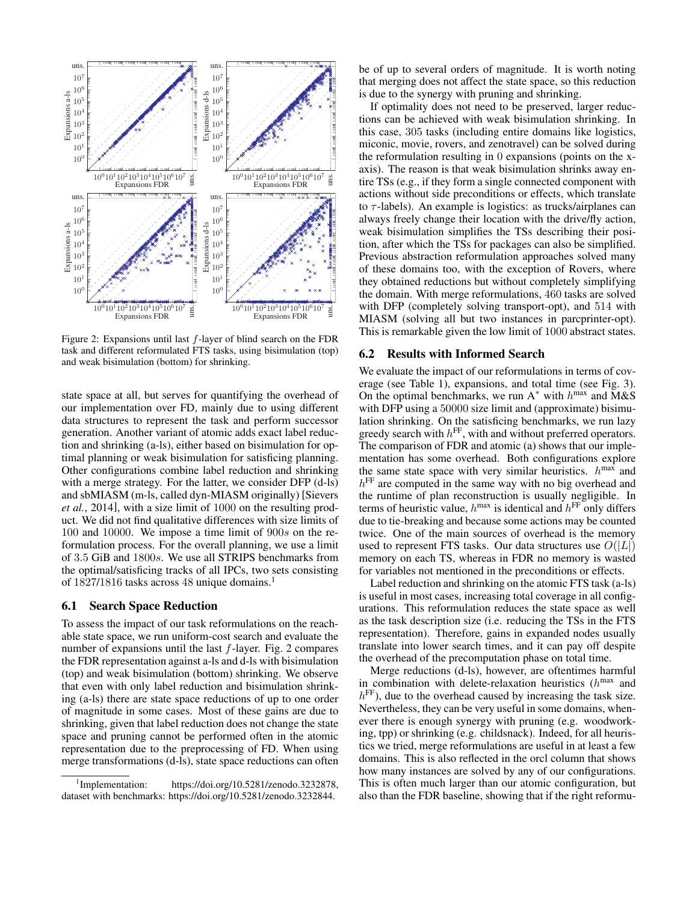Figure 2: Expansions until last $f$-layer of blind search on the FDR task and different reformulated FTS tasks, using bisimulation (top) and weak bisimulation (bottom) for shrinking.

state space at all, but serves for quantifying the overhead of our implementation over FD, mainly due to using different data structures to represent the task and perform successor generation. Another variant of atomic adds exact label reduction and shrinking (a-ls), either based on bisimulation for optimal planning or weak bisimulation for satisficing planning. Other configurations combine label reduction and shrinking with a merge strategy. For the latter, we consider DFP (d-ls) and sbMIASM (m-ls, called dyn-MIASM originally) [Sievers *et al.*, 2014], with a size limit of 1000 on the resulting product. We did not find qualitative differences with size limits of 100 and 10000. We impose a time limit of $900s$ on the reformulation process. For the overall planning, we use a limit of 3.5 GiB and $1800s$. We use all STRIPS benchmarks from the optimal/satisficing tracks of all IPCs, two sets consisting of 1827/1816 tasks across 48 unique domains.[1]

### 6.1 Search Space Reduction

To assess the impact of our task reformulations on the reachable state space, we run uniform-cost search and evaluate the number of expansions until the last $f$-layer. Fig. 2 compares the FDR representation against a-ls and d-ls with bisimulation (top) and weak bisimulation (bottom) shrinking. We observe that even with only label reduction and bisimulation shrinking (a-ls) there are state space reductions of up to one order of magnitude in some cases. Most of these gains are due to shrinking, given that label reduction does not change the state space and pruning cannot be performed often in the atomic representation due to the preprocessing of FD. When using merge transformations (d-ls), state space reductions can often be of up to several orders of magnitude. It is worth noting that merging does not affect the state space, so this reduction is due to the synergy with pruning and shrinking.

If optimality does not need to be preserved, larger reductions can be achieved with weak bisimulation shrinking. In this case, 305 tasks (including entire domains like logistics, miconic, movie, rovers, and zenotravel) can be solved during the reformulation resulting in 0 expansions (points on the x-axis). The reason is that weak bisimulation shrinks away entire TSs (e.g., if they form a single connected component with actions without side preconditions or effects, which translate to $\tau$-labels). An example is logistics: as trucks/airplanes can always freely change their location with the drive/fly action, weak bisimulation simplifies the TSs describing their position, after which the TSs for packages can also be simplified. Previous abstraction reformulation approaches solved many of these domains too, with the exception of Rovers, where they obtained reductions but without completely simplifying the domain. With merge reformulations, 460 tasks are solved with DFP (completely solving transport-opt), and 514 with MIASM (solving all but two instances in parcprinter-opt). This is remarkable given the low limit of 1000 abstract states.

### 6.2 Results with Informed Search

We evaluate the impact of our reformulations in terms of coverage (see Table 1), expansions, and total time (see Fig. 3). On the optimal benchmarks, we run A$^*$ with $h^{\max}$ and M&S with DFP using a 50000 size limit and (approximate) bisimulation shrinking. On the satisficing benchmarks, we run lazy greedy search with $h^{\text{FF}}$, with and without preferred operators. The comparison of FDR and atomic (a) shows that our implementation has some overhead. Both configurations explore the same state space with very similar heuristics. $h^{\max}$ and $h^{\text{FF}}$ are computed in the same way with no big overhead and the runtime of plan reconstruction is usually negligible. In terms of heuristic value, $h^{\max}$ is identical and $h^{\text{FF}}$ only differs due to tie-breaking and because some actions may be counted twice. One of the main sources of overhead is the memory used to represent FTS tasks. Our data structures use $O(|L|)$ memory on each TS, whereas in FDR no memory is wasted for variables not mentioned in the preconditions or effects.

Label reduction and shrinking on the atomic FTS task (a-ls) is useful in most cases, increasing total coverage in all configurations. This reformulation reduces the state space as well as the task description size (i.e. reducing the TSs in the FTS representation). Therefore, gains in expanded nodes usually translate into lower search times, and it can pay off despite the overhead of the precomputation phase on total time.

Merge reductions (d-ls), however, are oftentimes harmful in combination with delete-relaxation heuristics ($h^{\max}$ and $h^{\text{FF}}$), due to the overhead caused by increasing the task size. Nevertheless, they can be very useful in some domains, whenever there is enough synergy with pruning (e.g. woodworking, tpp) or shrinking (e.g. childsnack). Indeed, for all heuristics we tried, merge reformulations are useful in at least a few domains. This is also reflected in the orcl column that shows how many instances are solved by any of our configurations. This is often much larger than our atomic configuration, but also than the FDR baseline, showing that if the right reformu-

[1] Implementation: https://doi.org/10.5281/zenodo.3232878, dataset with benchmarks: https://doi.org/10.5281/zenodo.3232844.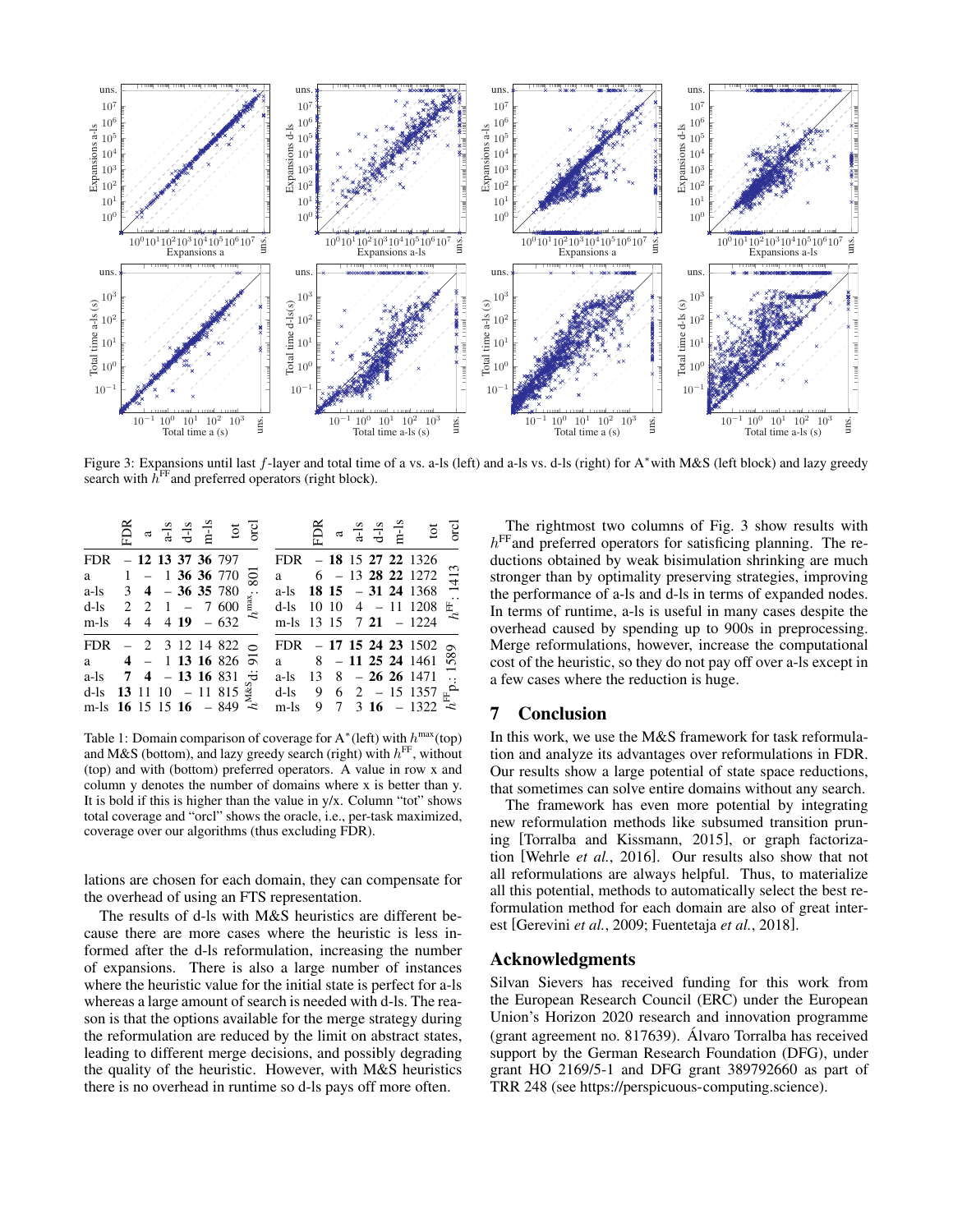Figure 3: Expansions until last $f$-layer and total time of a vs. a-ls (left) and a-ls vs. d-ls (right) for A*with M&S (left block) and lazy greedy search with $h^{\text{FF}}$and preferred operators (right block).

| | FDR | a | a-ls | d-ls | m-ls | tot | orcl |
|---|---|---|---|---|---|---|---|
| FDR | – | **12** | **13** | **37** | **36** | 797 | $h^{\max}$: 801 |
| a | 1 | – | 1 | **36** | **36** | 770 | |
| a-ls | 3 | **4** | – | **36** | **35** | 780 | |
| d-ls | 2 | 2 | 1 | – | 7 | 600 | |
| m-ls | 4 | 4 | 4 | **19** | – | 632 | |
| FDR | – | 2 | 3 | 12 | 14 | 822 | $h^{\text{M\&S}}$d: 910 |
| a | **4** | – | 1 | **13** | **16** | 826 | |
| a-ls | **7** | **4** | – | **13** | **16** | 831 | |
| d-ls | **13** | 11 | 10 | – | 11 | 815 | |
| m-ls | **16** | 15 | 15 | **16** | – | 849 | |

| | FDR | a | a-ls | d-ls | m-ls | tot | orcl |
|---|---|---|---|---|---|---|---|
| FDR | – | **18** | 15 | **27** | **22** | 1326 | $h^{\text{FF}}$: 1413 |
| a | 6 | – | 13 | **28** | **22** | 1272 | |
| a-ls | **18** | **15** | – | **31** | **24** | 1368 | |
| d-ls | 10 | 10 | 4 | – | 11 | 1208 | |
| m-ls | 13 | 15 | 7 | **21** | – | 1224 | |
| FDR | – | **17** | **15** | **24** | **23** | 1502 | $h^{\text{FF}}$p.: 1589 |
| a | 8 | – | **11** | **25** | **24** | 1461 | |
| a-ls | 13 | 8 | – | **26** | **26** | 1471 | |
| d-ls | 9 | 6 | 2 | – | 15 | 1357 | |
| m-ls | 9 | 7 | 3 | **16** | – | 1322 | |

Table 1: Domain comparison of coverage for A*(left) with $h^{\max}$(top) and M&S (bottom), and lazy greedy search (right) with $h^{\text{FF}}$, without (top) and with (bottom) preferred operators. A value in row x and column y denotes the number of domains where x is better than y. It is bold if this is higher than the value in y/x. Column "tot" shows total coverage and "orcl" shows the oracle, i.e., per-task maximized, coverage over our algorithms (thus excluding FDR).

lations are chosen for each domain, they can compensate for the overhead of using an FTS representation.

The results of d-ls with M&S heuristics are different because there are more cases where the heuristic is less informed after the d-ls reformulation, increasing the number of expansions. There is also a large number of instances where the heuristic value for the initial state is perfect for a-ls whereas a large amount of search is needed with d-ls. The reason is that the options available for the merge strategy during the reformulation are reduced by the limit on abstract states, leading to different merge decisions, and possibly degrading the quality of the heuristic. However, with M&S heuristics there is no overhead in runtime so d-ls pays off more often.

The rightmost two columns of Fig. 3 show results with $h^{\text{FF}}$and preferred operators for satisficing planning. The reductions obtained by weak bisimulation shrinking are much stronger than by optimality preserving strategies, improving the performance of a-ls and d-ls in terms of expanded nodes. In terms of runtime, a-ls is useful in many cases despite the overhead caused by spending up to 900s in preprocessing. Merge reformulations, however, increase the computational cost of the heuristic, so they do not pay off over a-ls except in a few cases where the reduction is huge.

## 7 Conclusion

In this work, we use the M&S framework for task reformulation and analyze its advantages over reformulations in FDR. Our results show a large potential of state space reductions, that sometimes can solve entire domains without any search.

The framework has even more potential by integrating new reformulation methods like subsumed transition pruning [Torralba and Kissmann, 2015], or graph factorization [Wehrle *et al.*, 2016]. Our results also show that not all reformulations are always helpful. Thus, to materialize all this potential, methods to automatically select the best reformulation method for each domain are also of great interest [Gerevini *et al.*, 2009; Fuentetaja *et al.*, 2018].

## Acknowledgments

Silvan Sievers has received funding for this work from the European Research Council (ERC) under the European Union's Horizon 2020 research and innovation programme (grant agreement no. 817639). Álvaro Torralba has received support by the German Research Foundation (DFG), under grant HO 2169/5-1 and DFG grant 389792660 as part of TRR 248 (see https://perspicuous-computing.science).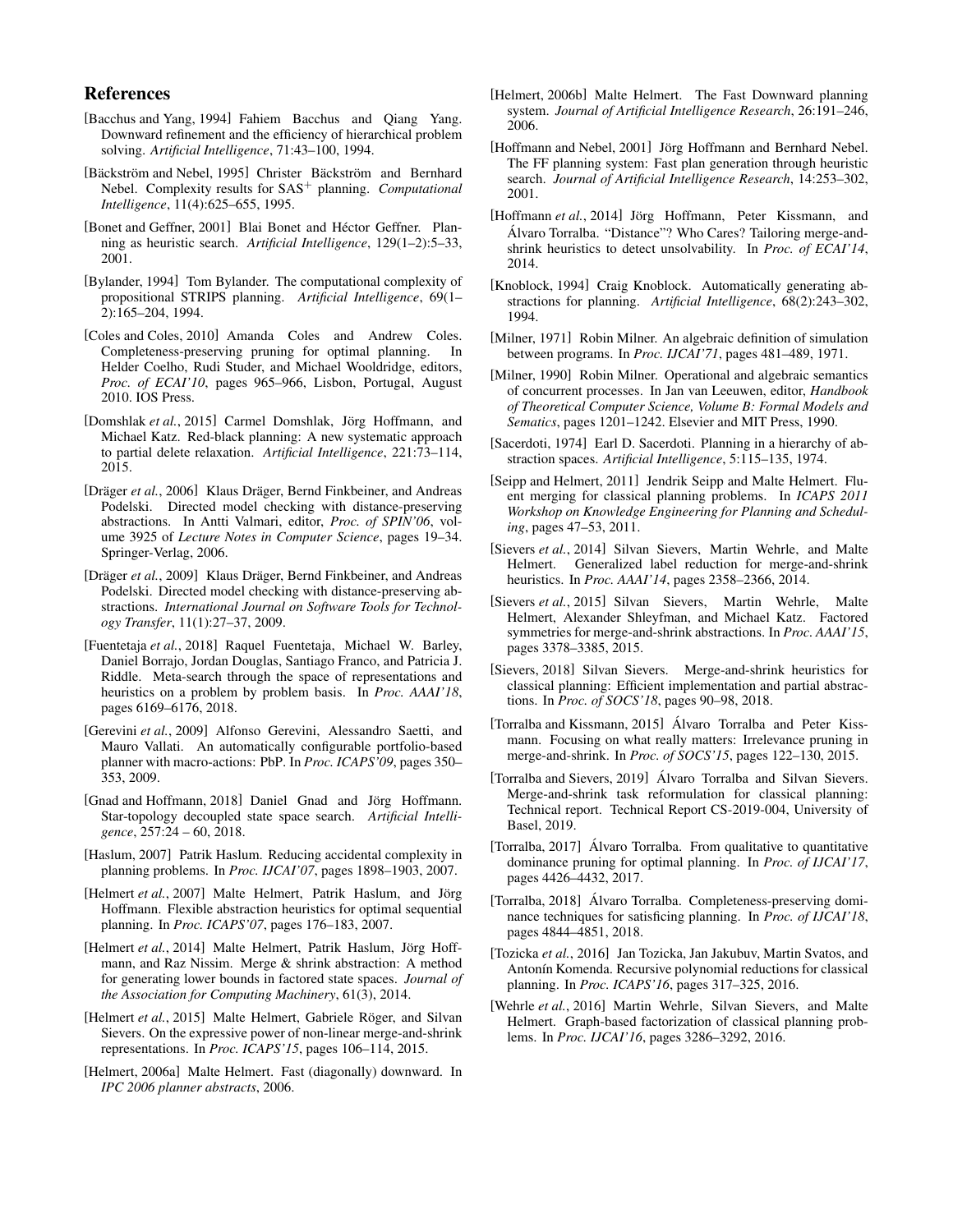## References

[Bacchus and Yang, 1994] Fahiem Bacchus and Qiang Yang. Downward refinement and the efficiency of hierarchical problem solving. *Artificial Intelligence*, 71:43–100, 1994.

[Bäckström and Nebel, 1995] Christer Bäckström and Bernhard Nebel. Complexity results for SAS$^+$ planning. *Computational Intelligence*, 11(4):625–655, 1995.

[Bonet and Geffner, 2001] Blai Bonet and Héctor Geffner. Planning as heuristic search. *Artificial Intelligence*, 129(1–2):5–33, 2001.

[Bylander, 1994] Tom Bylander. The computational complexity of propositional STRIPS planning. *Artificial Intelligence*, 69(1–2):165–204, 1994.

[Coles and Coles, 2010] Amanda Coles and Andrew Coles. Completeness-preserving pruning for optimal planning. In Helder Coelho, Rudi Studer, and Michael Wooldridge, editors, *Proc. of ECAI'10*, pages 965–966, Lisbon, Portugal, August 2010. IOS Press.

[Domshlak *et al.*, 2015] Carmel Domshlak, Jörg Hoffmann, and Michael Katz. Red-black planning: A new systematic approach to partial delete relaxation. *Artificial Intelligence*, 221:73–114, 2015.

[Dräger *et al.*, 2006] Klaus Dräger, Bernd Finkbeiner, and Andreas Podelski. Directed model checking with distance-preserving abstractions. In Antti Valmari, editor, *Proc. of SPIN'06*, volume 3925 of *Lecture Notes in Computer Science*, pages 19–34. Springer-Verlag, 2006.

[Dräger *et al.*, 2009] Klaus Dräger, Bernd Finkbeiner, and Andreas Podelski. Directed model checking with distance-preserving abstractions. *International Journal on Software Tools for Technology Transfer*, 11(1):27–37, 2009.

[Fuentetaja *et al.*, 2018] Raquel Fuentetaja, Michael W. Barley, Daniel Borrajo, Jordan Douglas, Santiago Franco, and Patricia J. Riddle. Meta-search through the space of representations and heuristics on a problem by problem basis. In *Proc. AAAI'18*, pages 6169–6176, 2018.

[Gerevini *et al.*, 2009] Alfonso Gerevini, Alessandro Saetti, and Mauro Vallati. An automatically configurable portfolio-based planner with macro-actions: PbP. In *Proc. ICAPS'09*, pages 350–353, 2009.

[Gnad and Hoffmann, 2018] Daniel Gnad and Jörg Hoffmann. Star-topology decoupled state space search. *Artificial Intelligence*, 257:24 – 60, 2018.

[Haslum, 2007] Patrik Haslum. Reducing accidental complexity in planning problems. In *Proc. IJCAI'07*, pages 1898–1903, 2007.

[Helmert *et al.*, 2007] Malte Helmert, Patrik Haslum, and Jörg Hoffmann. Flexible abstraction heuristics for optimal sequential planning. In *Proc. ICAPS'07*, pages 176–183, 2007.

[Helmert *et al.*, 2014] Malte Helmert, Patrik Haslum, Jörg Hoffmann, and Raz Nissim. Merge & shrink abstraction: A method for generating lower bounds in factored state spaces. *Journal of the Association for Computing Machinery*, 61(3), 2014.

[Helmert *et al.*, 2015] Malte Helmert, Gabriele Röger, and Silvan Sievers. On the expressive power of non-linear merge-and-shrink representations. In *Proc. ICAPS'15*, pages 106–114, 2015.

[Helmert, 2006a] Malte Helmert. Fast (diagonally) downward. In *IPC 2006 planner abstracts*, 2006.

[Helmert, 2006b] Malte Helmert. The Fast Downward planning system. *Journal of Artificial Intelligence Research*, 26:191–246, 2006.

[Hoffmann and Nebel, 2001] Jörg Hoffmann and Bernhard Nebel. The FF planning system: Fast plan generation through heuristic search. *Journal of Artificial Intelligence Research*, 14:253–302, 2001.

[Hoffmann *et al.*, 2014] Jörg Hoffmann, Peter Kissmann, and Álvaro Torralba. "Distance"? Who Cares? Tailoring merge-and-shrink heuristics to detect unsolvability. In *Proc. of ECAI'14*, 2014.

[Knoblock, 1994] Craig Knoblock. Automatically generating abstractions for planning. *Artificial Intelligence*, 68(2):243–302, 1994.

[Milner, 1971] Robin Milner. An algebraic definition of simulation between programs. In *Proc. IJCAI'71*, pages 481–489, 1971.

[Milner, 1990] Robin Milner. Operational and algebraic semantics of concurrent processes. In Jan van Leeuwen, editor, *Handbook of Theoretical Computer Science, Volume B: Formal Models and Sematics*, pages 1201–1242. Elsevier and MIT Press, 1990.

[Sacerdoti, 1974] Earl D. Sacerdoti. Planning in a hierarchy of abstraction spaces. *Artificial Intelligence*, 5:115–135, 1974.

[Seipp and Helmert, 2011] Jendrik Seipp and Malte Helmert. Fluent merging for classical planning problems. In *ICAPS 2011 Workshop on Knowledge Engineering for Planning and Scheduling*, pages 47–53, 2011.

[Sievers *et al.*, 2014] Silvan Sievers, Martin Wehrle, and Malte Helmert. Generalized label reduction for merge-and-shrink heuristics. In *Proc. AAAI'14*, pages 2358–2366, 2014.

[Sievers *et al.*, 2015] Silvan Sievers, Martin Wehrle, Malte Helmert, Alexander Shleyfman, and Michael Katz. Factored symmetries for merge-and-shrink abstractions. In *Proc. AAAI'15*, pages 3378–3385, 2015.

[Sievers, 2018] Silvan Sievers. Merge-and-shrink heuristics for classical planning: Efficient implementation and partial abstractions. In *Proc. of SOCS'18*, pages 90–98, 2018.

[Torralba and Kissmann, 2015] Álvaro Torralba and Peter Kissmann. Focusing on what really matters: Irrelevance pruning in merge-and-shrink. In *Proc. of SOCS'15*, pages 122–130, 2015.

[Torralba and Sievers, 2019] Álvaro Torralba and Silvan Sievers. Merge-and-shrink task reformulation for classical planning: Technical report. Technical Report CS-2019-004, University of Basel, 2019.

[Torralba, 2017] Álvaro Torralba. From qualitative to quantitative dominance pruning for optimal planning. In *Proc. of IJCAI'17*, pages 4426–4432, 2017.

[Torralba, 2018] Álvaro Torralba. Completeness-preserving dominance techniques for satisficing planning. In *Proc. of IJCAI'18*, pages 4844–4851, 2018.

[Tozicka *et al.*, 2016] Jan Tozicka, Jan Jakubuv, Martin Svatos, and Antonín Komenda. Recursive polynomial reductions for classical planning. In *Proc. ICAPS'16*, pages 317–325, 2016.

[Wehrle *et al.*, 2016] Martin Wehrle, Silvan Sievers, and Malte Helmert. Graph-based factorization of classical planning problems. In *Proc. IJCAI'16*, pages 3286–3292, 2016.